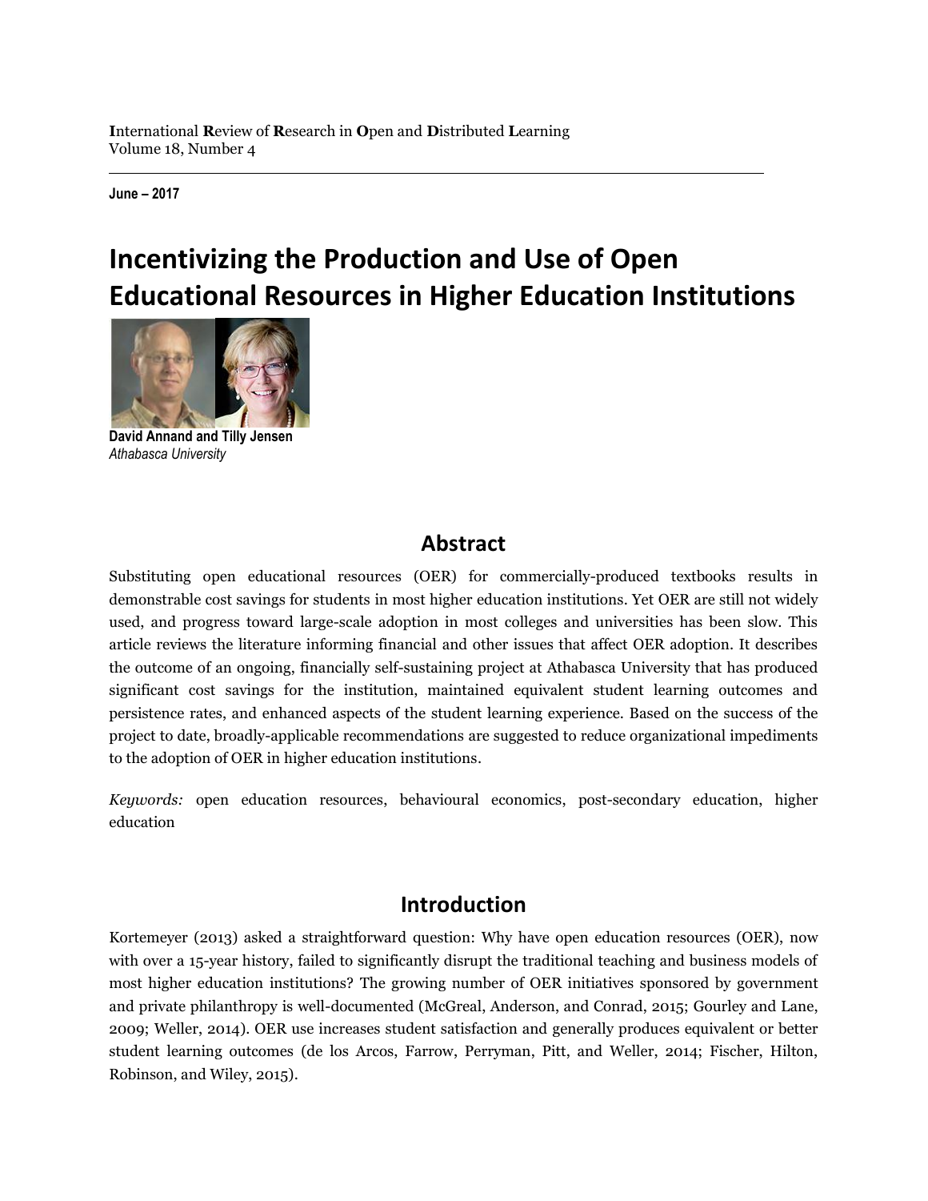**I**nternational **R**eview of **R**esearch in **O**pen and **D**istributed **L**earning
Volume 18, Number 4

**June – 2017**

# Incentivizing the Production and Use of Open Educational Resources in Higher Education Institutions

**David Annand and Tilly Jensen**
*Athabasca University*

## Abstract

Substituting open educational resources (OER) for commercially-produced textbooks results in demonstrable cost savings for students in most higher education institutions. Yet OER are still not widely used, and progress toward large-scale adoption in most colleges and universities has been slow. This article reviews the literature informing financial and other issues that affect OER adoption. It describes the outcome of an ongoing, financially self-sustaining project at Athabasca University that has produced significant cost savings for the institution, maintained equivalent student learning outcomes and persistence rates, and enhanced aspects of the student learning experience. Based on the success of the project to date, broadly-applicable recommendations are suggested to reduce organizational impediments to the adoption of OER in higher education institutions.

*Keywords:* open education resources, behavioural economics, post-secondary education, higher education

## Introduction

Kortemeyer (2013) asked a straightforward question: Why have open education resources (OER), now with over a 15-year history, failed to significantly disrupt the traditional teaching and business models of most higher education institutions? The growing number of OER initiatives sponsored by government and private philanthropy is well-documented (McGreal, Anderson, and Conrad, 2015; Gourley and Lane, 2009; Weller, 2014). OER use increases student satisfaction and generally produces equivalent or better student learning outcomes (de los Arcos, Farrow, Perryman, Pitt, and Weller, 2014; Fischer, Hilton, Robinson, and Wiley, 2015).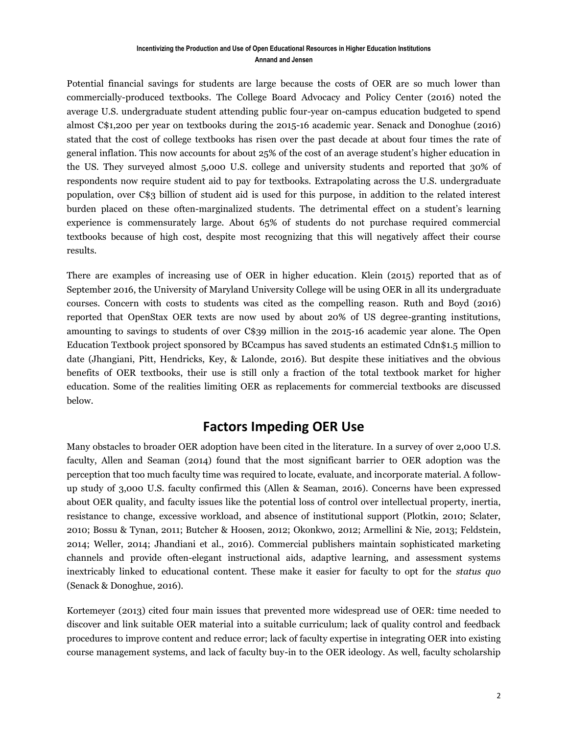Potential financial savings for students are large because the costs of OER are so much lower than commercially-produced textbooks. The College Board Advocacy and Policy Center (2016) noted the average U.S. undergraduate student attending public four-year on-campus education budgeted to spend almost C$1,200 per year on textbooks during the 2015-16 academic year. Senack and Donoghue (2016) stated that the cost of college textbooks has risen over the past decade at about four times the rate of general inflation. This now accounts for about 25% of the cost of an average student's higher education in the US. They surveyed almost 5,000 U.S. college and university students and reported that 30% of respondents now require student aid to pay for textbooks. Extrapolating across the U.S. undergraduate population, over C$3 billion of student aid is used for this purpose, in addition to the related interest burden placed on these often-marginalized students. The detrimental effect on a student's learning experience is commensurately large. About 65% of students do not purchase required commercial textbooks because of high cost, despite most recognizing that this will negatively affect their course results.

There are examples of increasing use of OER in higher education. Klein (2015) reported that as of September 2016, the University of Maryland University College will be using OER in all its undergraduate courses. Concern with costs to students was cited as the compelling reason. Ruth and Boyd (2016) reported that OpenStax OER texts are now used by about 20% of US degree-granting institutions, amounting to savings to students of over C$39 million in the 2015-16 academic year alone. The Open Education Textbook project sponsored by BCcampus has saved students an estimated Cdn$1.5 million to date (Jhangiani, Pitt, Hendricks, Key, & Lalonde, 2016). But despite these initiatives and the obvious benefits of OER textbooks, their use is still only a fraction of the total textbook market for higher education. Some of the realities limiting OER as replacements for commercial textbooks are discussed below.

## Factors Impeding OER Use

Many obstacles to broader OER adoption have been cited in the literature. In a survey of over 2,000 U.S. faculty, Allen and Seaman (2014) found that the most significant barrier to OER adoption was the perception that too much faculty time was required to locate, evaluate, and incorporate material. A follow-up study of 3,000 U.S. faculty confirmed this (Allen & Seaman, 2016). Concerns have been expressed about OER quality, and faculty issues like the potential loss of control over intellectual property, inertia, resistance to change, excessive workload, and absence of institutional support (Plotkin, 2010; Sclater, 2010; Bossu & Tynan, 2011; Butcher & Hoosen, 2012; Okonkwo, 2012; Armellini & Nie, 2013; Feldstein, 2014; Weller, 2014; Jhandiani et al., 2016). Commercial publishers maintain sophisticated marketing channels and provide often-elegant instructional aids, adaptive learning, and assessment systems inextricably linked to educational content. These make it easier for faculty to opt for the *status quo* (Senack & Donoghue, 2016).

Kortemeyer (2013) cited four main issues that prevented more widespread use of OER: time needed to discover and link suitable OER material into a suitable curriculum; lack of quality control and feedback procedures to improve content and reduce error; lack of faculty expertise in integrating OER into existing course management systems, and lack of faculty buy-in to the OER ideology. As well, faculty scholarship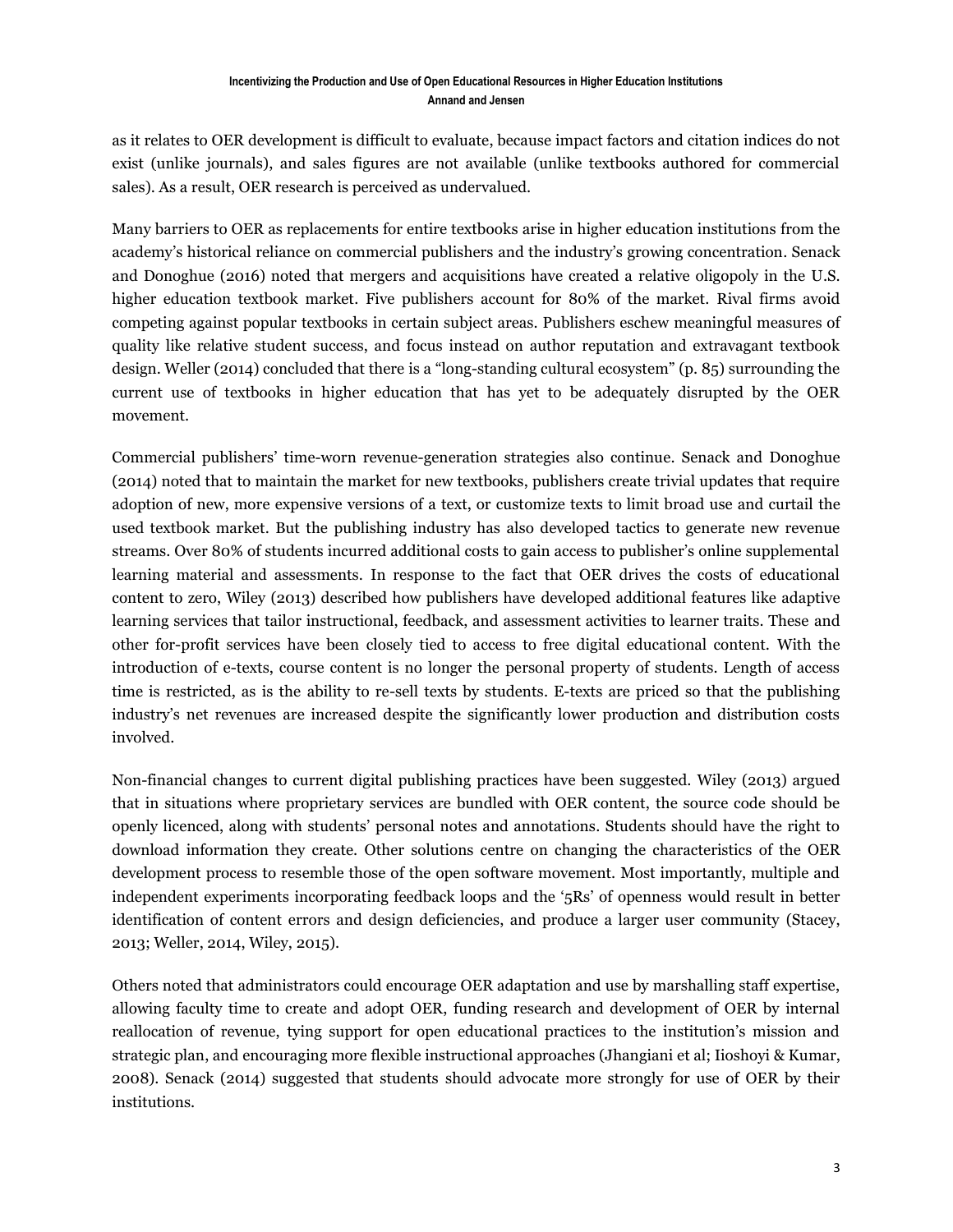as it relates to OER development is difficult to evaluate, because impact factors and citation indices do not exist (unlike journals), and sales figures are not available (unlike textbooks authored for commercial sales). As a result, OER research is perceived as undervalued.

Many barriers to OER as replacements for entire textbooks arise in higher education institutions from the academy's historical reliance on commercial publishers and the industry's growing concentration. Senack and Donoghue (2016) noted that mergers and acquisitions have created a relative oligopoly in the U.S. higher education textbook market. Five publishers account for 80% of the market. Rival firms avoid competing against popular textbooks in certain subject areas. Publishers eschew meaningful measures of quality like relative student success, and focus instead on author reputation and extravagant textbook design. Weller (2014) concluded that there is a "long-standing cultural ecosystem" (p. 85) surrounding the current use of textbooks in higher education that has yet to be adequately disrupted by the OER movement.

Commercial publishers' time-worn revenue-generation strategies also continue. Senack and Donoghue (2014) noted that to maintain the market for new textbooks, publishers create trivial updates that require adoption of new, more expensive versions of a text, or customize texts to limit broad use and curtail the used textbook market. But the publishing industry has also developed tactics to generate new revenue streams. Over 80% of students incurred additional costs to gain access to publisher's online supplemental learning material and assessments. In response to the fact that OER drives the costs of educational content to zero, Wiley (2013) described how publishers have developed additional features like adaptive learning services that tailor instructional, feedback, and assessment activities to learner traits. These and other for-profit services have been closely tied to access to free digital educational content. With the introduction of e-texts, course content is no longer the personal property of students. Length of access time is restricted, as is the ability to re-sell texts by students. E-texts are priced so that the publishing industry's net revenues are increased despite the significantly lower production and distribution costs involved.

Non-financial changes to current digital publishing practices have been suggested. Wiley (2013) argued that in situations where proprietary services are bundled with OER content, the source code should be openly licenced, along with students' personal notes and annotations. Students should have the right to download information they create. Other solutions centre on changing the characteristics of the OER development process to resemble those of the open software movement. Most importantly, multiple and independent experiments incorporating feedback loops and the '5Rs' of openness would result in better identification of content errors and design deficiencies, and produce a larger user community (Stacey, 2013; Weller, 2014, Wiley, 2015).

Others noted that administrators could encourage OER adaptation and use by marshalling staff expertise, allowing faculty time to create and adopt OER, funding research and development of OER by internal reallocation of revenue, tying support for open educational practices to the institution's mission and strategic plan, and encouraging more flexible instructional approaches (Jhangiani et al; Iioshoyi & Kumar, 2008). Senack (2014) suggested that students should advocate more strongly for use of OER by their institutions.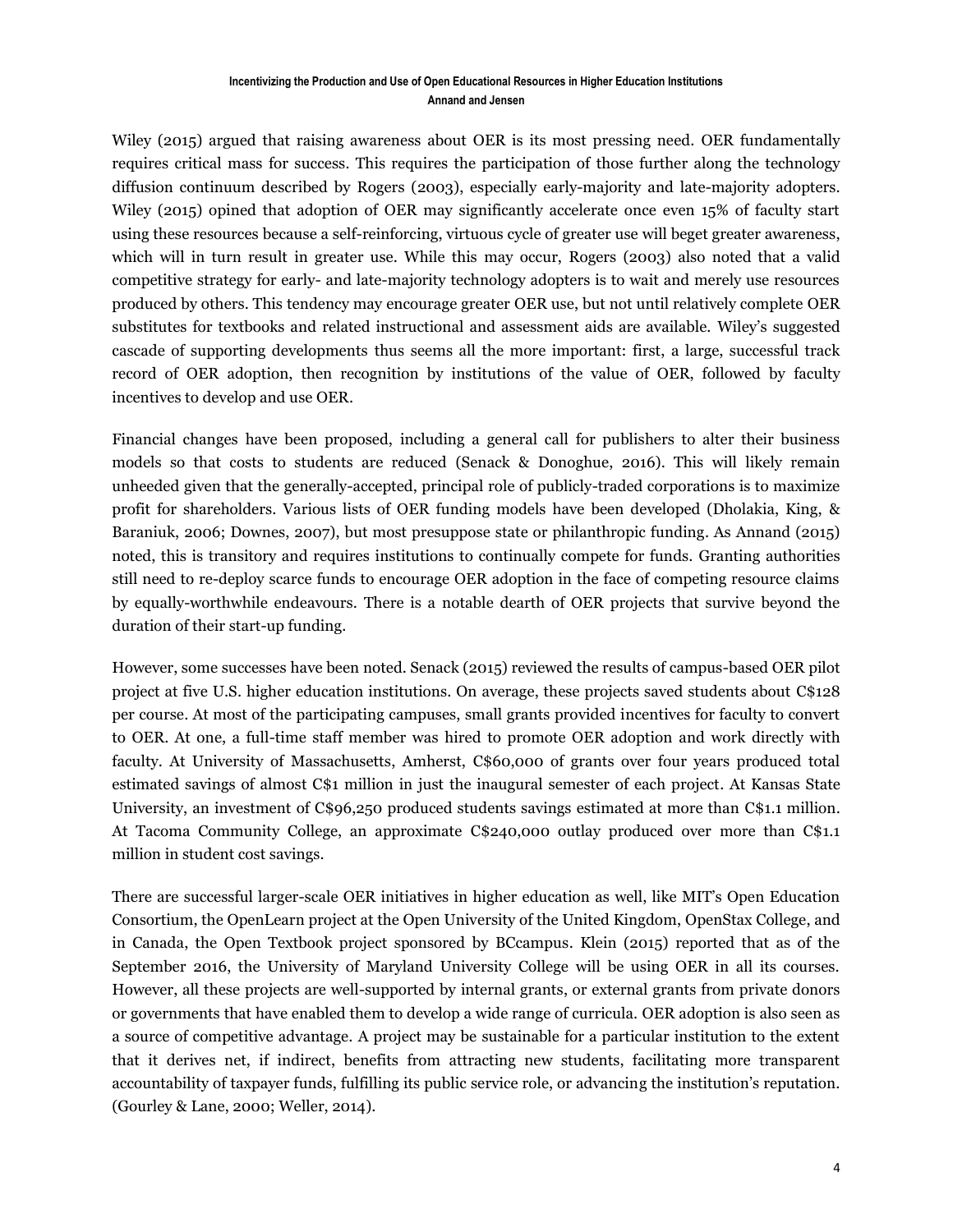Wiley (2015) argued that raising awareness about OER is its most pressing need. OER fundamentally requires critical mass for success. This requires the participation of those further along the technology diffusion continuum described by Rogers (2003), especially early-majority and late-majority adopters. Wiley (2015) opined that adoption of OER may significantly accelerate once even 15% of faculty start using these resources because a self-reinforcing, virtuous cycle of greater use will beget greater awareness, which will in turn result in greater use. While this may occur, Rogers (2003) also noted that a valid competitive strategy for early- and late-majority technology adopters is to wait and merely use resources produced by others. This tendency may encourage greater OER use, but not until relatively complete OER substitutes for textbooks and related instructional and assessment aids are available. Wiley's suggested cascade of supporting developments thus seems all the more important: first, a large, successful track record of OER adoption, then recognition by institutions of the value of OER, followed by faculty incentives to develop and use OER.

Financial changes have been proposed, including a general call for publishers to alter their business models so that costs to students are reduced (Senack & Donoghue, 2016). This will likely remain unheeded given that the generally-accepted, principal role of publicly-traded corporations is to maximize profit for shareholders. Various lists of OER funding models have been developed (Dholakia, King, & Baraniuk, 2006; Downes, 2007), but most presuppose state or philanthropic funding. As Annand (2015) noted, this is transitory and requires institutions to continually compete for funds. Granting authorities still need to re-deploy scarce funds to encourage OER adoption in the face of competing resource claims by equally-worthwhile endeavours. There is a notable dearth of OER projects that survive beyond the duration of their start-up funding.

However, some successes have been noted. Senack (2015) reviewed the results of campus-based OER pilot project at five U.S. higher education institutions. On average, these projects saved students about C$128 per course. At most of the participating campuses, small grants provided incentives for faculty to convert to OER. At one, a full-time staff member was hired to promote OER adoption and work directly with faculty. At University of Massachusetts, Amherst, C$60,000 of grants over four years produced total estimated savings of almost C$1 million in just the inaugural semester of each project. At Kansas State University, an investment of C$96,250 produced students savings estimated at more than C$1.1 million. At Tacoma Community College, an approximate C$240,000 outlay produced over more than C$1.1 million in student cost savings.

There are successful larger-scale OER initiatives in higher education as well, like MIT's Open Education Consortium, the OpenLearn project at the Open University of the United Kingdom, OpenStax College, and in Canada, the Open Textbook project sponsored by BCcampus. Klein (2015) reported that as of the September 2016, the University of Maryland University College will be using OER in all its courses. However, all these projects are well-supported by internal grants, or external grants from private donors or governments that have enabled them to develop a wide range of curricula. OER adoption is also seen as a source of competitive advantage. A project may be sustainable for a particular institution to the extent that it derives net, if indirect, benefits from attracting new students, facilitating more transparent accountability of taxpayer funds, fulfilling its public service role, or advancing the institution's reputation. (Gourley & Lane, 2000; Weller, 2014).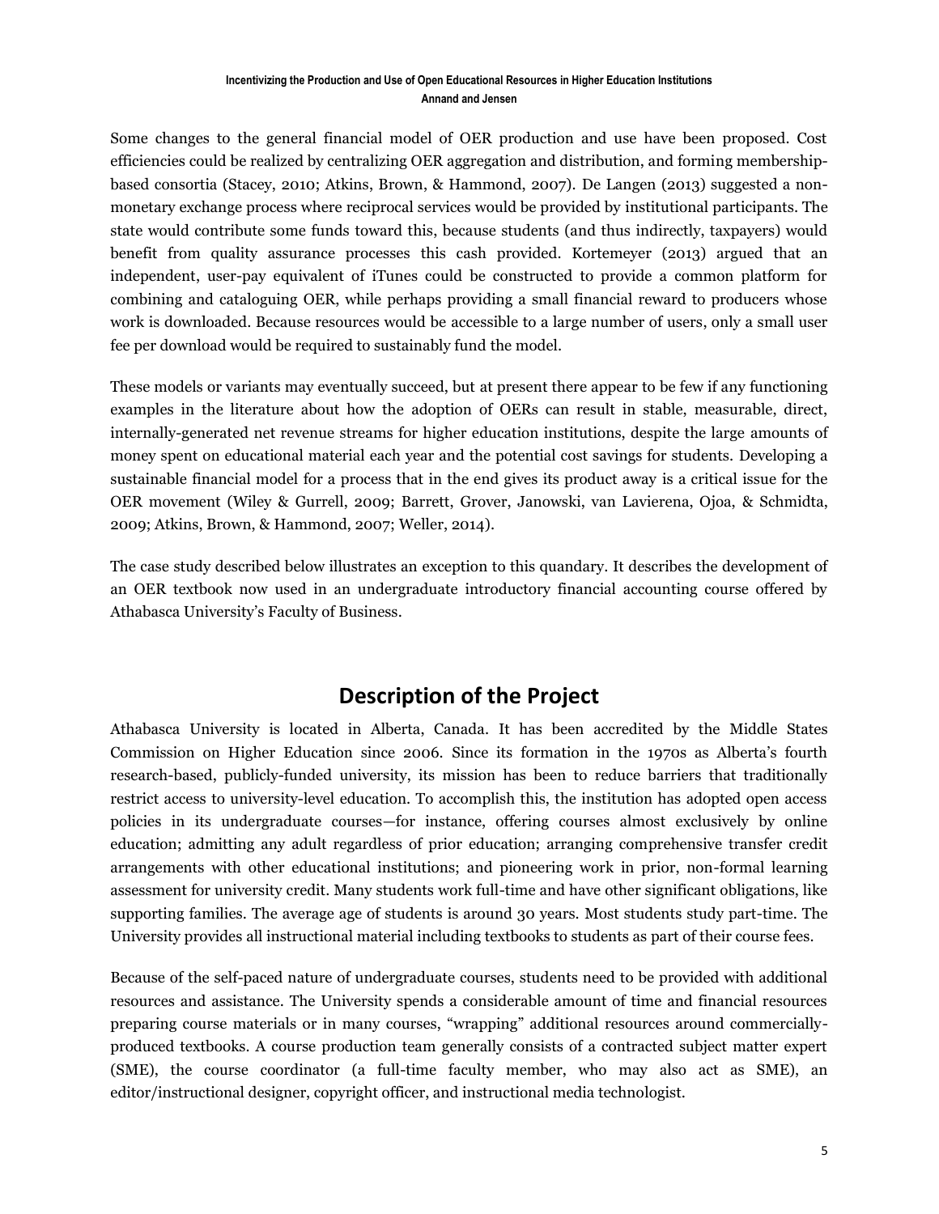Some changes to the general financial model of OER production and use have been proposed. Cost efficiencies could be realized by centralizing OER aggregation and distribution, and forming membership-based consortia (Stacey, 2010; Atkins, Brown, & Hammond, 2007). De Langen (2013) suggested a non-monetary exchange process where reciprocal services would be provided by institutional participants. The state would contribute some funds toward this, because students (and thus indirectly, taxpayers) would benefit from quality assurance processes this cash provided. Kortemeyer (2013) argued that an independent, user-pay equivalent of iTunes could be constructed to provide a common platform for combining and cataloguing OER, while perhaps providing a small financial reward to producers whose work is downloaded. Because resources would be accessible to a large number of users, only a small user fee per download would be required to sustainably fund the model.

These models or variants may eventually succeed, but at present there appear to be few if any functioning examples in the literature about how the adoption of OERs can result in stable, measurable, direct, internally-generated net revenue streams for higher education institutions, despite the large amounts of money spent on educational material each year and the potential cost savings for students. Developing a sustainable financial model for a process that in the end gives its product away is a critical issue for the OER movement (Wiley & Gurrell, 2009; Barrett, Grover, Janowski, van Lavierena, Ojoa, & Schmidta, 2009; Atkins, Brown, & Hammond, 2007; Weller, 2014).

The case study described below illustrates an exception to this quandary. It describes the development of an OER textbook now used in an undergraduate introductory financial accounting course offered by Athabasca University's Faculty of Business.

## Description of the Project

Athabasca University is located in Alberta, Canada. It has been accredited by the Middle States Commission on Higher Education since 2006. Since its formation in the 1970s as Alberta's fourth research-based, publicly-funded university, its mission has been to reduce barriers that traditionally restrict access to university-level education. To accomplish this, the institution has adopted open access policies in its undergraduate courses—for instance, offering courses almost exclusively by online education; admitting any adult regardless of prior education; arranging comprehensive transfer credit arrangements with other educational institutions; and pioneering work in prior, non-formal learning assessment for university credit. Many students work full-time and have other significant obligations, like supporting families. The average age of students is around 30 years. Most students study part-time. The University provides all instructional material including textbooks to students as part of their course fees.

Because of the self-paced nature of undergraduate courses, students need to be provided with additional resources and assistance. The University spends a considerable amount of time and financial resources preparing course materials or in many courses, "wrapping" additional resources around commercially-produced textbooks. A course production team generally consists of a contracted subject matter expert (SME), the course coordinator (a full-time faculty member, who may also act as SME), an editor/instructional designer, copyright officer, and instructional media technologist.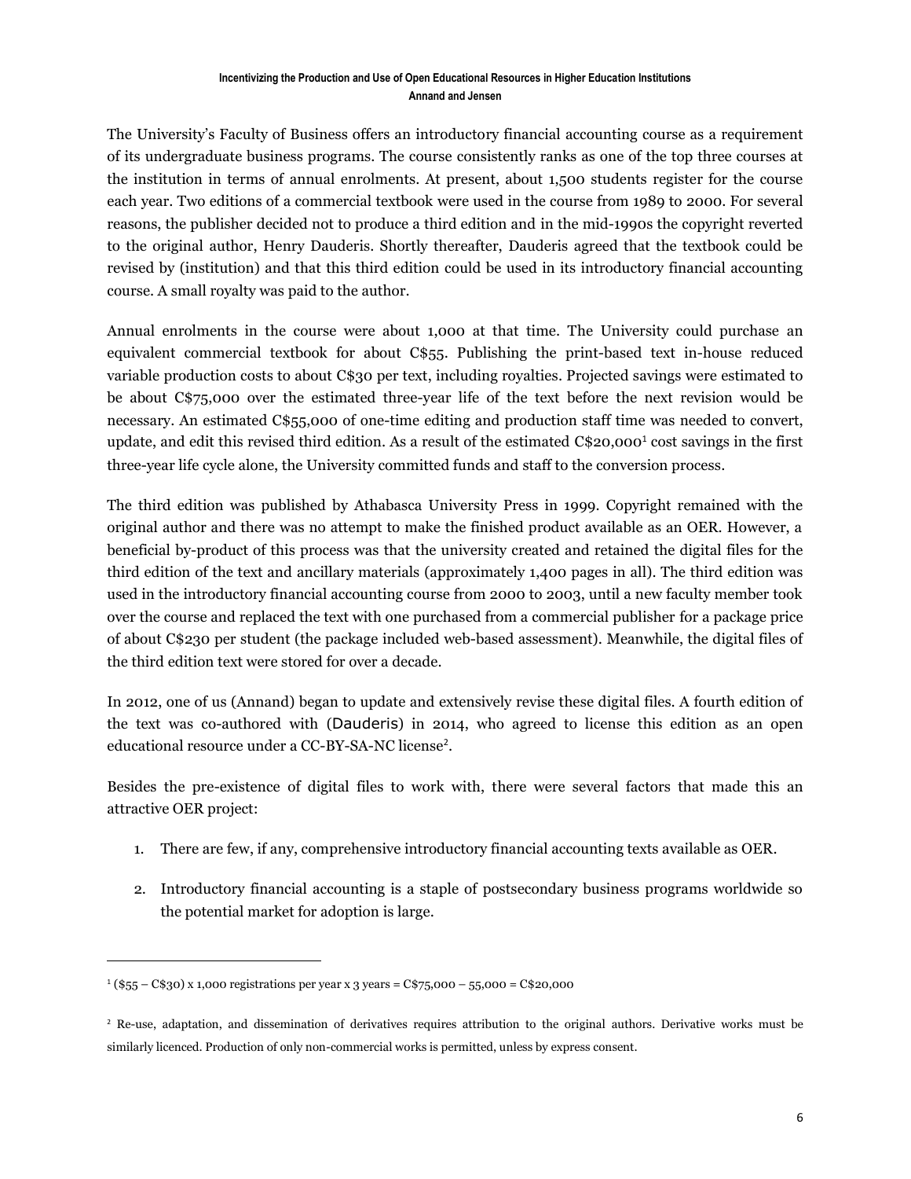The University's Faculty of Business offers an introductory financial accounting course as a requirement of its undergraduate business programs. The course consistently ranks as one of the top three courses at the institution in terms of annual enrolments. At present, about 1,500 students register for the course each year. Two editions of a commercial textbook were used in the course from 1989 to 2000. For several reasons, the publisher decided not to produce a third edition and in the mid-1990s the copyright reverted to the original author, Henry Dauderis. Shortly thereafter, Dauderis agreed that the textbook could be revised by (institution) and that this third edition could be used in its introductory financial accounting course. A small royalty was paid to the author.

Annual enrolments in the course were about 1,000 at that time. The University could purchase an equivalent commercial textbook for about C$55. Publishing the print-based text in-house reduced variable production costs to about C$30 per text, including royalties. Projected savings were estimated to be about C$75,000 over the estimated three-year life of the text before the next revision would be necessary. An estimated C$55,000 of one-time editing and production staff time was needed to convert, update, and edit this revised third edition. As a result of the estimated C$20,000[1] cost savings in the first three-year life cycle alone, the University committed funds and staff to the conversion process.

The third edition was published by Athabasca University Press in 1999. Copyright remained with the original author and there was no attempt to make the finished product available as an OER. However, a beneficial by-product of this process was that the university created and retained the digital files for the third edition of the text and ancillary materials (approximately 1,400 pages in all). The third edition was used in the introductory financial accounting course from 2000 to 2003, until a new faculty member took over the course and replaced the text with one purchased from a commercial publisher for a package price of about C$230 per student (the package included web-based assessment). Meanwhile, the digital files of the third edition text were stored for over a decade.

In 2012, one of us (Annand) began to update and extensively revise these digital files. A fourth edition of the text was co-authored with (Dauderis) in 2014, who agreed to license this edition as an open educational resource under a CC-BY-SA-NC license[2].

Besides the pre-existence of digital files to work with, there were several factors that made this an attractive OER project:

1. There are few, if any, comprehensive introductory financial accounting texts available as OER.

2. Introductory financial accounting is a staple of postsecondary business programs worldwide so the potential market for adoption is large.

---

[1] ($55 – C$30) x 1,000 registrations per year x 3 years = C$75,000 – 55,000 = C$20,000

[2] Re-use, adaptation, and dissemination of derivatives requires attribution to the original authors. Derivative works must be similarly licenced. Production of only non-commercial works is permitted, unless by express consent.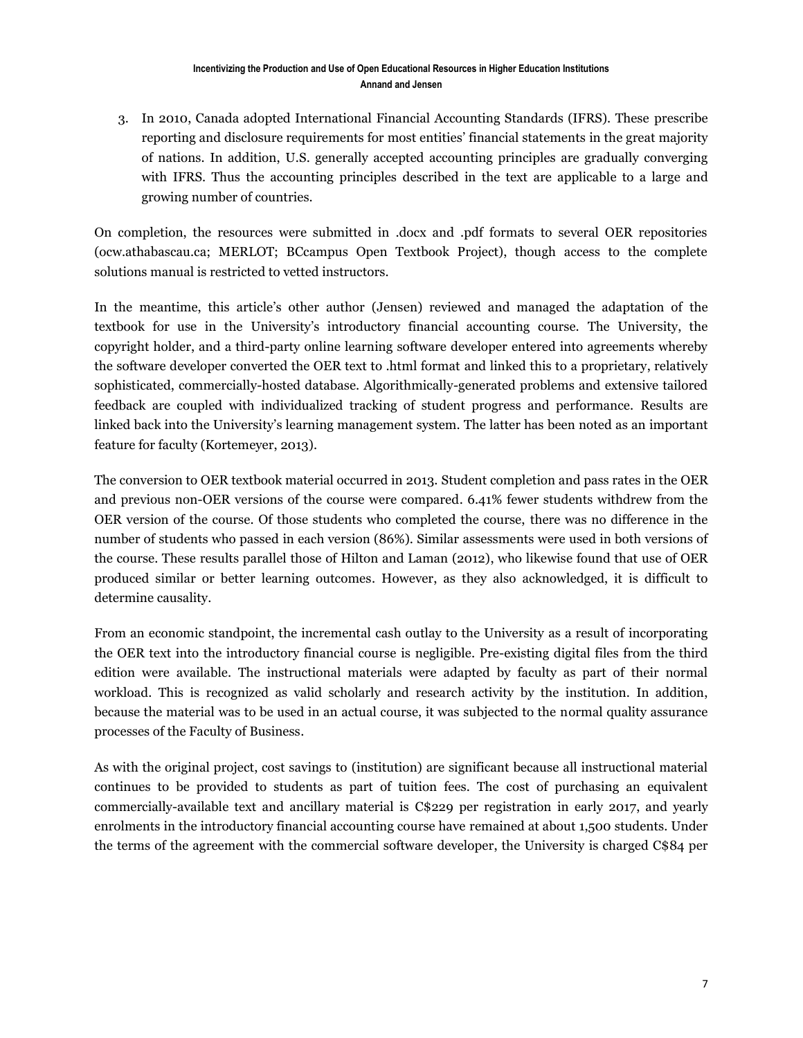3. In 2010, Canada adopted International Financial Accounting Standards (IFRS). These prescribe reporting and disclosure requirements for most entities' financial statements in the great majority of nations. In addition, U.S. generally accepted accounting principles are gradually converging with IFRS. Thus the accounting principles described in the text are applicable to a large and growing number of countries.

On completion, the resources were submitted in .docx and .pdf formats to several OER repositories (ocw.athabascau.ca; MERLOT; BCcampus Open Textbook Project), though access to the complete solutions manual is restricted to vetted instructors.

In the meantime, this article's other author (Jensen) reviewed and managed the adaptation of the textbook for use in the University's introductory financial accounting course. The University, the copyright holder, and a third-party online learning software developer entered into agreements whereby the software developer converted the OER text to .html format and linked this to a proprietary, relatively sophisticated, commercially-hosted database. Algorithmically-generated problems and extensive tailored feedback are coupled with individualized tracking of student progress and performance. Results are linked back into the University's learning management system. The latter has been noted as an important feature for faculty (Kortemeyer, 2013).

The conversion to OER textbook material occurred in 2013. Student completion and pass rates in the OER and previous non-OER versions of the course were compared. 6.41% fewer students withdrew from the OER version of the course. Of those students who completed the course, there was no difference in the number of students who passed in each version (86%). Similar assessments were used in both versions of the course. These results parallel those of Hilton and Laman (2012), who likewise found that use of OER produced similar or better learning outcomes. However, as they also acknowledged, it is difficult to determine causality.

From an economic standpoint, the incremental cash outlay to the University as a result of incorporating the OER text into the introductory financial course is negligible. Pre-existing digital files from the third edition were available. The instructional materials were adapted by faculty as part of their normal workload. This is recognized as valid scholarly and research activity by the institution. In addition, because the material was to be used in an actual course, it was subjected to the normal quality assurance processes of the Faculty of Business.

As with the original project, cost savings to (institution) are significant because all instructional material continues to be provided to students as part of tuition fees. The cost of purchasing an equivalent commercially-available text and ancillary material is C$229 per registration in early 2017, and yearly enrolments in the introductory financial accounting course have remained at about 1,500 students. Under the terms of the agreement with the commercial software developer, the University is charged C$84 per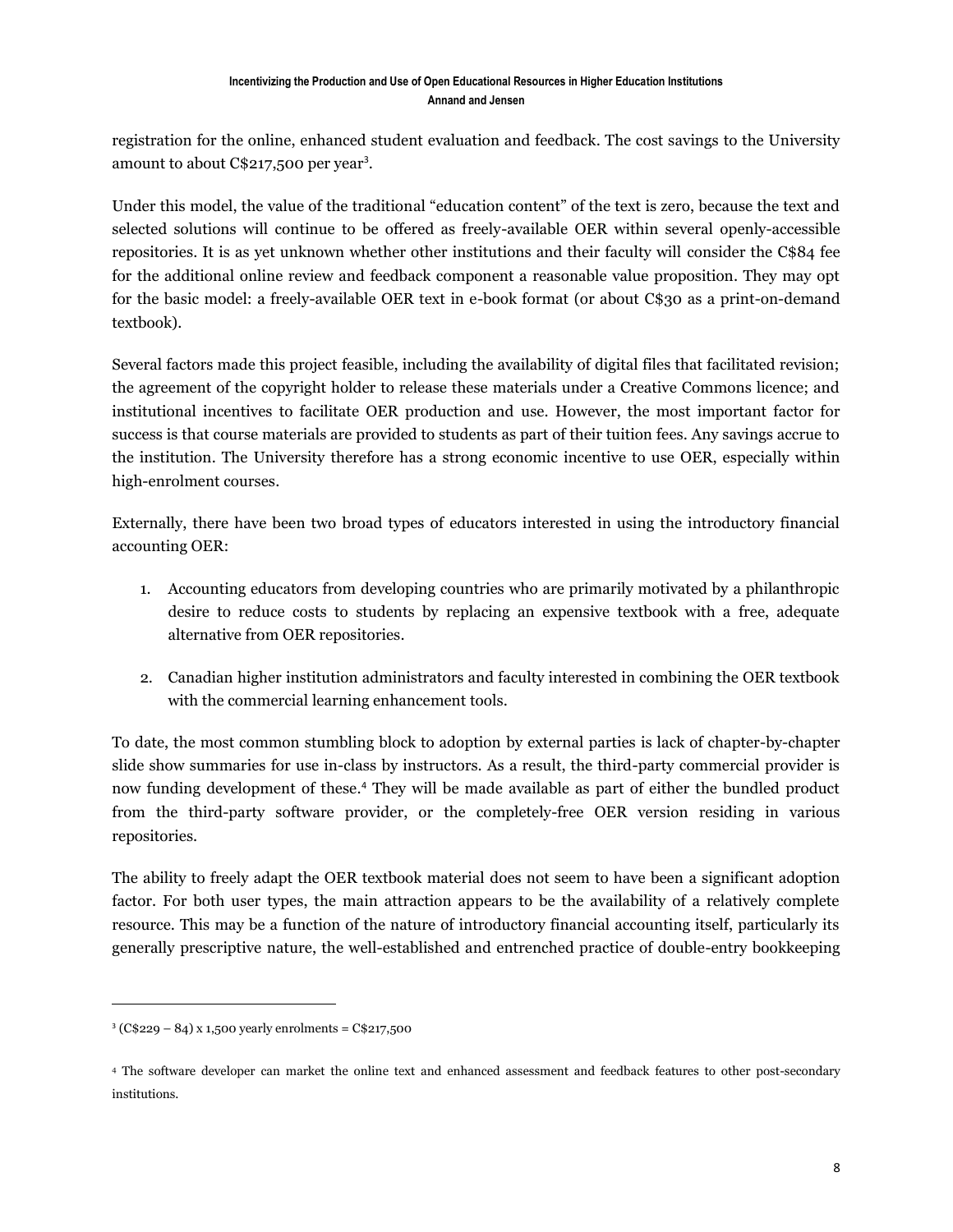registration for the online, enhanced student evaluation and feedback. The cost savings to the University amount to about C$217,500 per year[3].

Under this model, the value of the traditional "education content" of the text is zero, because the text and selected solutions will continue to be offered as freely-available OER within several openly-accessible repositories. It is as yet unknown whether other institutions and their faculty will consider the C$84 fee for the additional online review and feedback component a reasonable value proposition. They may opt for the basic model: a freely-available OER text in e-book format (or about C$30 as a print-on-demand textbook).

Several factors made this project feasible, including the availability of digital files that facilitated revision; the agreement of the copyright holder to release these materials under a Creative Commons licence; and institutional incentives to facilitate OER production and use. However, the most important factor for success is that course materials are provided to students as part of their tuition fees. Any savings accrue to the institution. The University therefore has a strong economic incentive to use OER, especially within high-enrolment courses.

Externally, there have been two broad types of educators interested in using the introductory financial accounting OER:

1. Accounting educators from developing countries who are primarily motivated by a philanthropic desire to reduce costs to students by replacing an expensive textbook with a free, adequate alternative from OER repositories.

2. Canadian higher institution administrators and faculty interested in combining the OER textbook with the commercial learning enhancement tools.

To date, the most common stumbling block to adoption by external parties is lack of chapter-by-chapter slide show summaries for use in-class by instructors. As a result, the third-party commercial provider is now funding development of these.[4] They will be made available as part of either the bundled product from the third-party software provider, or the completely-free OER version residing in various repositories.

The ability to freely adapt the OER textbook material does not seem to have been a significant adoption factor. For both user types, the main attraction appears to be the availability of a relatively complete resource. This may be a function of the nature of introductory financial accounting itself, particularly its generally prescriptive nature, the well-established and entrenched practice of double-entry bookkeeping

---

[3] (C$229 – 84) x 1,500 yearly enrolments = C$217,500

[4] The software developer can market the online text and enhanced assessment and feedback features to other post-secondary institutions.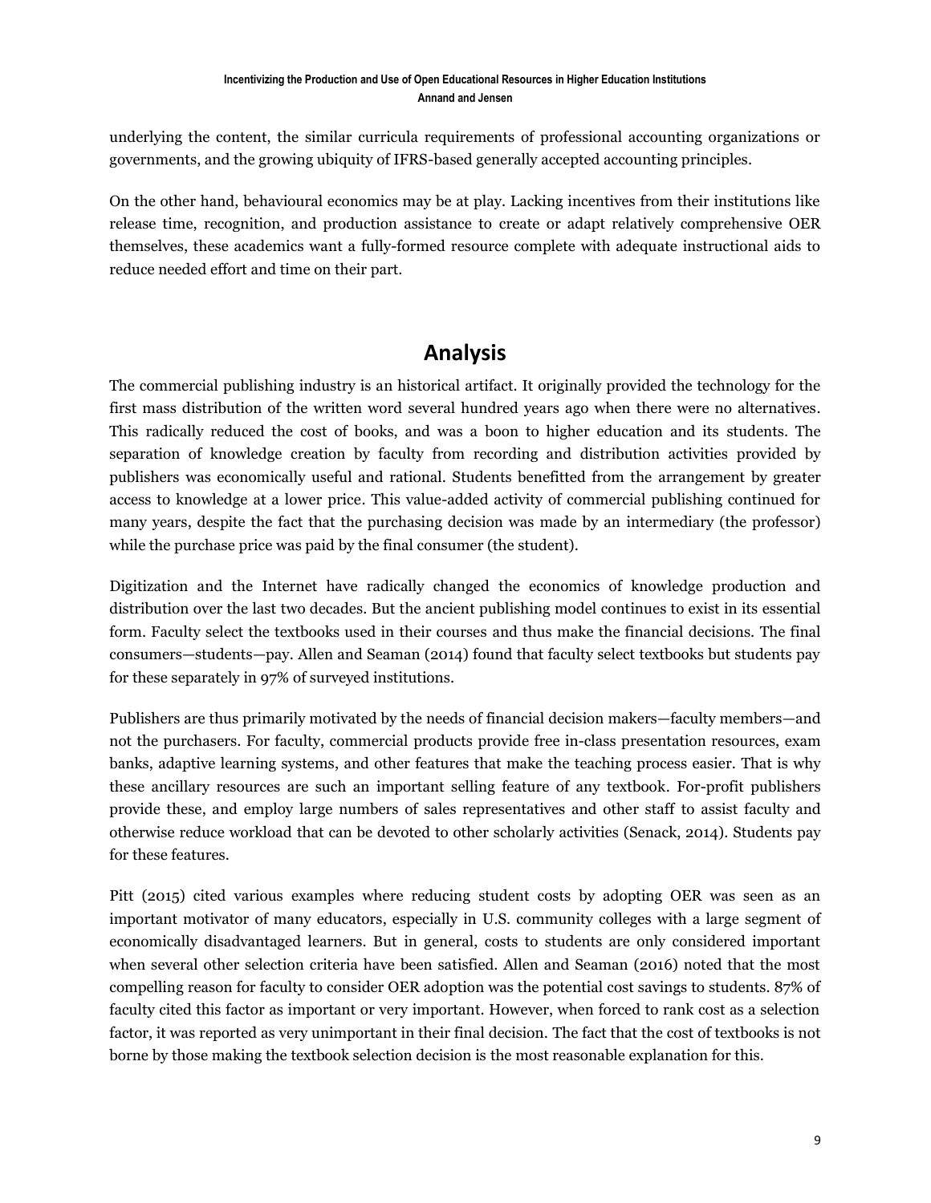underlying the content, the similar curricula requirements of professional accounting organizations or governments, and the growing ubiquity of IFRS-based generally accepted accounting principles.

On the other hand, behavioural economics may be at play. Lacking incentives from their institutions like release time, recognition, and production assistance to create or adapt relatively comprehensive OER themselves, these academics want a fully-formed resource complete with adequate instructional aids to reduce needed effort and time on their part.

## Analysis

The commercial publishing industry is an historical artifact. It originally provided the technology for the first mass distribution of the written word several hundred years ago when there were no alternatives. This radically reduced the cost of books, and was a boon to higher education and its students. The separation of knowledge creation by faculty from recording and distribution activities provided by publishers was economically useful and rational. Students benefitted from the arrangement by greater access to knowledge at a lower price. This value-added activity of commercial publishing continued for many years, despite the fact that the purchasing decision was made by an intermediary (the professor) while the purchase price was paid by the final consumer (the student).

Digitization and the Internet have radically changed the economics of knowledge production and distribution over the last two decades. But the ancient publishing model continues to exist in its essential form. Faculty select the textbooks used in their courses and thus make the financial decisions. The final consumers—students—pay. Allen and Seaman (2014) found that faculty select textbooks but students pay for these separately in 97% of surveyed institutions.

Publishers are thus primarily motivated by the needs of financial decision makers—faculty members—and not the purchasers. For faculty, commercial products provide free in-class presentation resources, exam banks, adaptive learning systems, and other features that make the teaching process easier. That is why these ancillary resources are such an important selling feature of any textbook. For-profit publishers provide these, and employ large numbers of sales representatives and other staff to assist faculty and otherwise reduce workload that can be devoted to other scholarly activities (Senack, 2014). Students pay for these features.

Pitt (2015) cited various examples where reducing student costs by adopting OER was seen as an important motivator of many educators, especially in U.S. community colleges with a large segment of economically disadvantaged learners. But in general, costs to students are only considered important when several other selection criteria have been satisfied. Allen and Seaman (2016) noted that the most compelling reason for faculty to consider OER adoption was the potential cost savings to students. 87% of faculty cited this factor as important or very important. However, when forced to rank cost as a selection factor, it was reported as very unimportant in their final decision. The fact that the cost of textbooks is not borne by those making the textbook selection decision is the most reasonable explanation for this.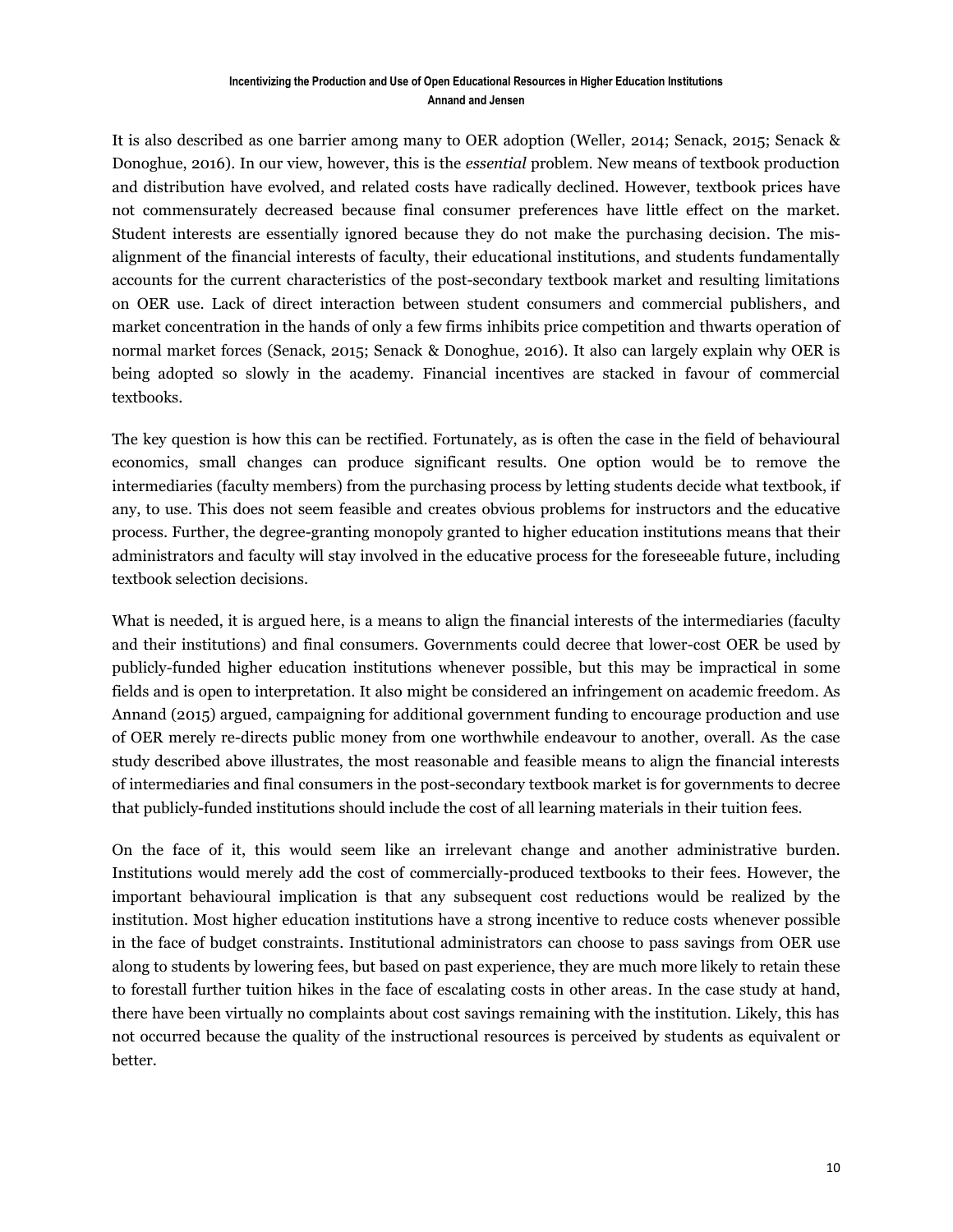It is also described as one barrier among many to OER adoption (Weller, 2014; Senack, 2015; Senack & Donoghue, 2016). In our view, however, this is the *essential* problem. New means of textbook production and distribution have evolved, and related costs have radically declined. However, textbook prices have not commensurately decreased because final consumer preferences have little effect on the market. Student interests are essentially ignored because they do not make the purchasing decision. The mis-alignment of the financial interests of faculty, their educational institutions, and students fundamentally accounts for the current characteristics of the post-secondary textbook market and resulting limitations on OER use. Lack of direct interaction between student consumers and commercial publishers, and market concentration in the hands of only a few firms inhibits price competition and thwarts operation of normal market forces (Senack, 2015; Senack & Donoghue, 2016). It also can largely explain why OER is being adopted so slowly in the academy. Financial incentives are stacked in favour of commercial textbooks.

The key question is how this can be rectified. Fortunately, as is often the case in the field of behavioural economics, small changes can produce significant results. One option would be to remove the intermediaries (faculty members) from the purchasing process by letting students decide what textbook, if any, to use. This does not seem feasible and creates obvious problems for instructors and the educative process. Further, the degree-granting monopoly granted to higher education institutions means that their administrators and faculty will stay involved in the educative process for the foreseeable future, including textbook selection decisions.

What is needed, it is argued here, is a means to align the financial interests of the intermediaries (faculty and their institutions) and final consumers. Governments could decree that lower-cost OER be used by publicly-funded higher education institutions whenever possible, but this may be impractical in some fields and is open to interpretation. It also might be considered an infringement on academic freedom. As Annand (2015) argued, campaigning for additional government funding to encourage production and use of OER merely re-directs public money from one worthwhile endeavour to another, overall. As the case study described above illustrates, the most reasonable and feasible means to align the financial interests of intermediaries and final consumers in the post-secondary textbook market is for governments to decree that publicly-funded institutions should include the cost of all learning materials in their tuition fees.

On the face of it, this would seem like an irrelevant change and another administrative burden. Institutions would merely add the cost of commercially-produced textbooks to their fees. However, the important behavioural implication is that any subsequent cost reductions would be realized by the institution. Most higher education institutions have a strong incentive to reduce costs whenever possible in the face of budget constraints. Institutional administrators can choose to pass savings from OER use along to students by lowering fees, but based on past experience, they are much more likely to retain these to forestall further tuition hikes in the face of escalating costs in other areas. In the case study at hand, there have been virtually no complaints about cost savings remaining with the institution. Likely, this has not occurred because the quality of the instructional resources is perceived by students as equivalent or better.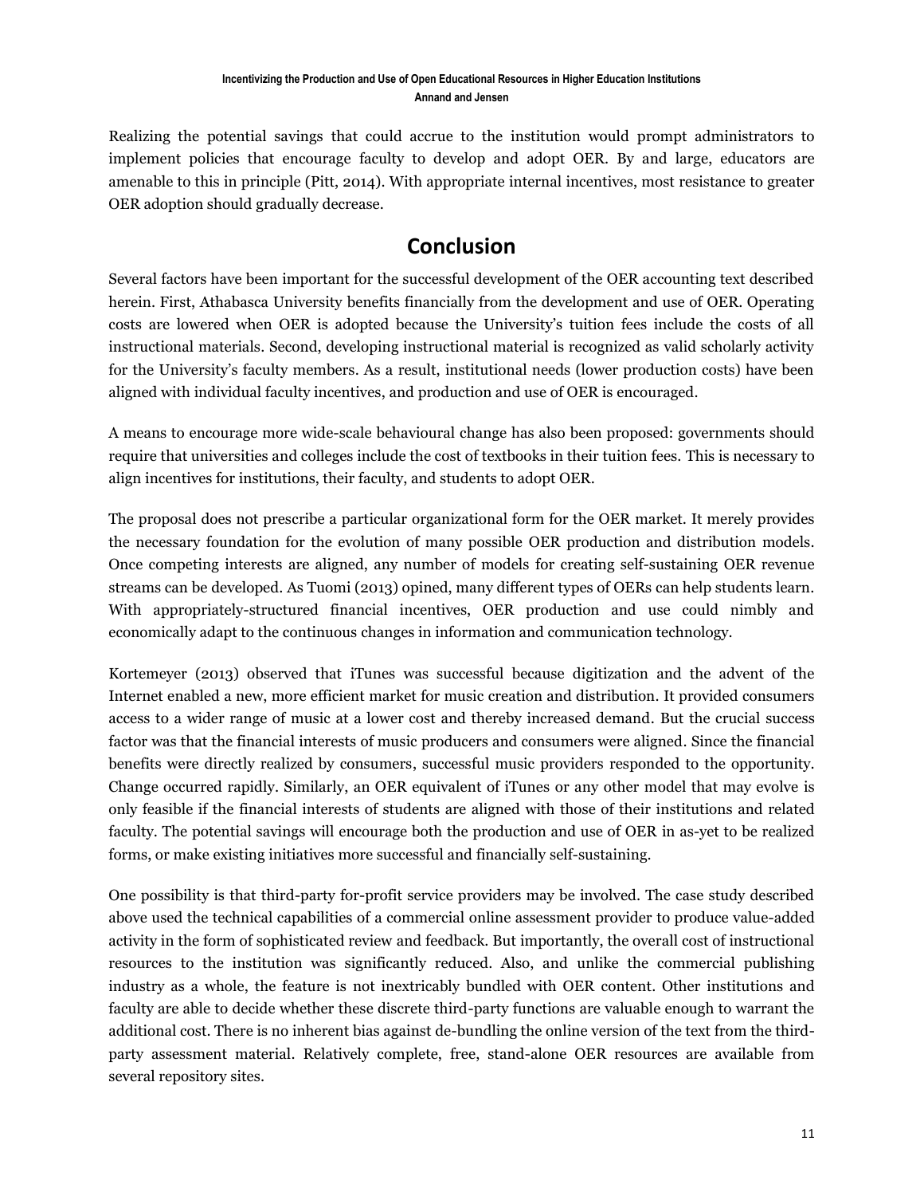Realizing the potential savings that could accrue to the institution would prompt administrators to implement policies that encourage faculty to develop and adopt OER. By and large, educators are amenable to this in principle (Pitt, 2014). With appropriate internal incentives, most resistance to greater OER adoption should gradually decrease.

## Conclusion

Several factors have been important for the successful development of the OER accounting text described herein. First, Athabasca University benefits financially from the development and use of OER. Operating costs are lowered when OER is adopted because the University's tuition fees include the costs of all instructional materials. Second, developing instructional material is recognized as valid scholarly activity for the University's faculty members. As a result, institutional needs (lower production costs) have been aligned with individual faculty incentives, and production and use of OER is encouraged.

A means to encourage more wide-scale behavioural change has also been proposed: governments should require that universities and colleges include the cost of textbooks in their tuition fees. This is necessary to align incentives for institutions, their faculty, and students to adopt OER.

The proposal does not prescribe a particular organizational form for the OER market. It merely provides the necessary foundation for the evolution of many possible OER production and distribution models. Once competing interests are aligned, any number of models for creating self-sustaining OER revenue streams can be developed. As Tuomi (2013) opined, many different types of OERs can help students learn. With appropriately-structured financial incentives, OER production and use could nimbly and economically adapt to the continuous changes in information and communication technology.

Kortemeyer (2013) observed that iTunes was successful because digitization and the advent of the Internet enabled a new, more efficient market for music creation and distribution. It provided consumers access to a wider range of music at a lower cost and thereby increased demand. But the crucial success factor was that the financial interests of music producers and consumers were aligned. Since the financial benefits were directly realized by consumers, successful music providers responded to the opportunity. Change occurred rapidly. Similarly, an OER equivalent of iTunes or any other model that may evolve is only feasible if the financial interests of students are aligned with those of their institutions and related faculty. The potential savings will encourage both the production and use of OER in as-yet to be realized forms, or make existing initiatives more successful and financially self-sustaining.

One possibility is that third-party for-profit service providers may be involved. The case study described above used the technical capabilities of a commercial online assessment provider to produce value-added activity in the form of sophisticated review and feedback. But importantly, the overall cost of instructional resources to the institution was significantly reduced. Also, and unlike the commercial publishing industry as a whole, the feature is not inextricably bundled with OER content. Other institutions and faculty are able to decide whether these discrete third-party functions are valuable enough to warrant the additional cost. There is no inherent bias against de-bundling the online version of the text from the third-party assessment material. Relatively complete, free, stand-alone OER resources are available from several repository sites.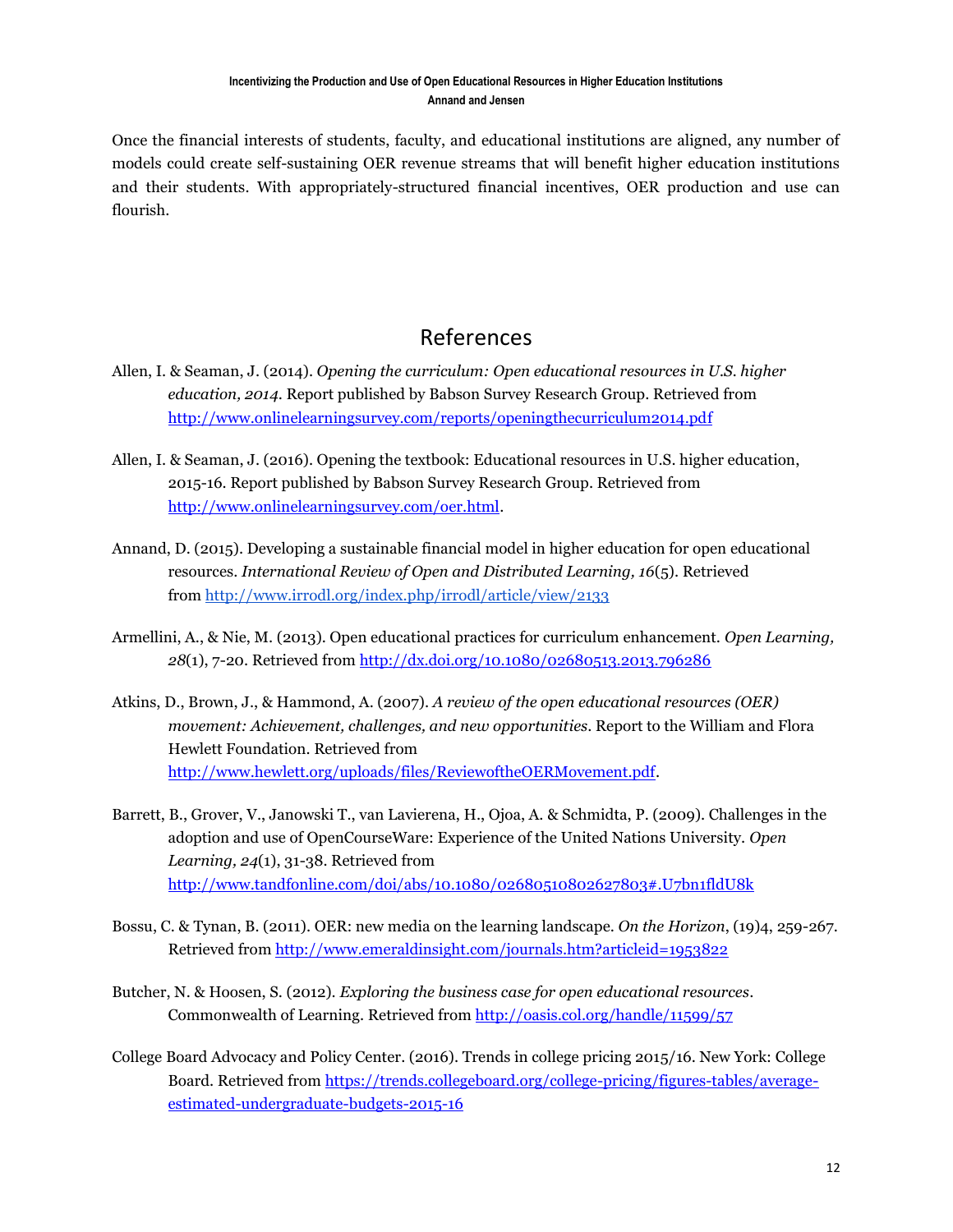Once the financial interests of students, faculty, and educational institutions are aligned, any number of models could create self-sustaining OER revenue streams that will benefit higher education institutions and their students. With appropriately-structured financial incentives, OER production and use can flourish.

## References

Allen, I. & Seaman, J. (2014). *Opening the curriculum: Open educational resources in U.S. higher education, 2014.* Report published by Babson Survey Research Group. Retrieved from http://www.onlinelearningsurvey.com/reports/openingthecurriculum2014.pdf

Allen, I. & Seaman, J. (2016). Opening the textbook: Educational resources in U.S. higher education, 2015-16. Report published by Babson Survey Research Group. Retrieved from http://www.onlinelearningsurvey.com/oer.html.

Annand, D. (2015). Developing a sustainable financial model in higher education for open educational resources. *International Review of Open and Distributed Learning, 16*(5). Retrieved from http://www.irrodl.org/index.php/irrodl/article/view/2133

Armellini, A., & Nie, M. (2013). Open educational practices for curriculum enhancement. *Open Learning, 28*(1), 7-20. Retrieved from http://dx.doi.org/10.1080/02680513.2013.796286

Atkins, D., Brown, J., & Hammond, A. (2007). *A review of the open educational resources (OER) movement: Achievement, challenges, and new opportunities.* Report to the William and Flora Hewlett Foundation. Retrieved from http://www.hewlett.org/uploads/files/ReviewoftheOERMovement.pdf.

Barrett, B., Grover, V., Janowski T., van Lavierena, H., Ojoa, A. & Schmidta, P. (2009). Challenges in the adoption and use of OpenCourseWare: Experience of the United Nations University. *Open Learning, 24*(1), 31-38. Retrieved from http://www.tandfonline.com/doi/abs/10.1080/02680510802627803#.U7bn1fldU8k

Bossu, C. & Tynan, B. (2011). OER: new media on the learning landscape. *On the Horizon*, (19)4, 259-267. Retrieved from http://www.emeraldinsight.com/journals.htm?articleid=1953822

Butcher, N. & Hoosen, S. (2012). *Exploring the business case for open educational resources*. Commonwealth of Learning. Retrieved from http://oasis.col.org/handle/11599/57

College Board Advocacy and Policy Center. (2016). Trends in college pricing 2015/16. New York: College Board. Retrieved from https://trends.collegeboard.org/college-pricing/figures-tables/average-estimated-undergraduate-budgets-2015-16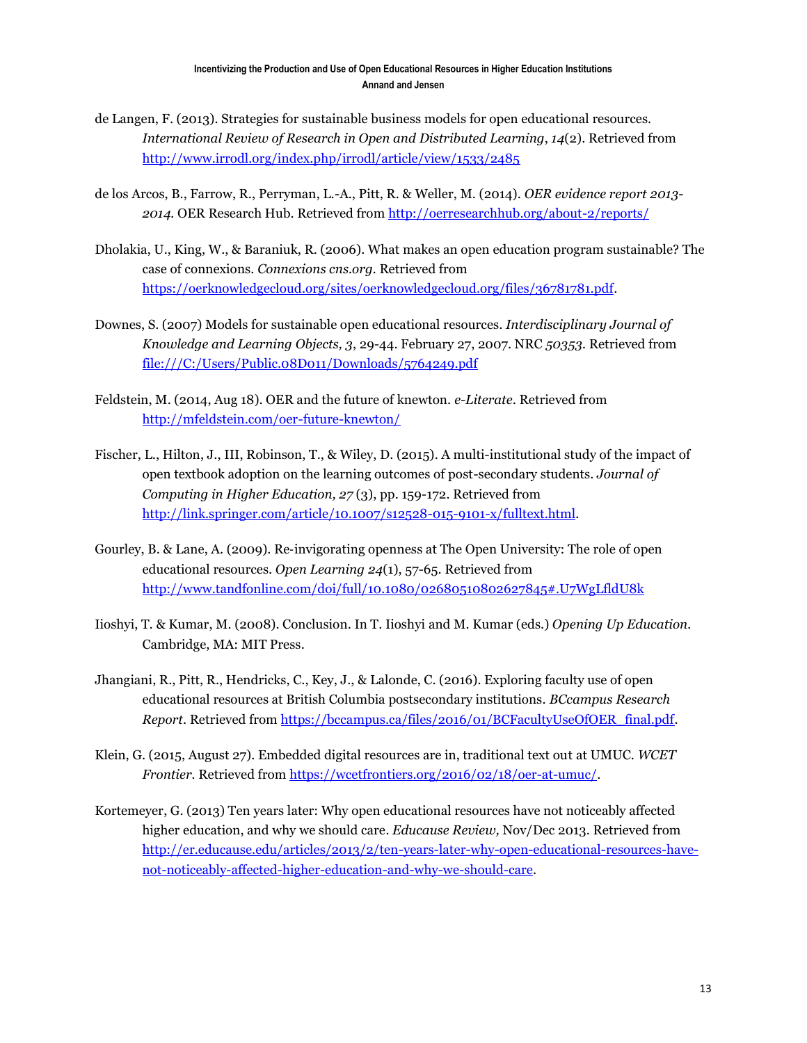de Langen, F. (2013). Strategies for sustainable business models for open educational resources. *International Review of Research in Open and Distributed Learning, 14*(2). Retrieved from http://www.irrodl.org/index.php/irrodl/article/view/1533/2485

de los Arcos, B., Farrow, R., Perryman, L.-A., Pitt, R. & Weller, M. (2014). *OER evidence report 2013-2014.* OER Research Hub. Retrieved from http://oerresearchhub.org/about-2/reports/

Dholakia, U., King, W., & Baraniuk, R. (2006). What makes an open education program sustainable? The case of connexions. *Connexions cns.org*. Retrieved from https://oerknowledgecloud.org/sites/oerknowledgecloud.org/files/36781781.pdf.

Downes, S. (2007) Models for sustainable open educational resources. *Interdisciplinary Journal of Knowledge and Learning Objects, 3*, 29-44. February 27, 2007. NRC *50353*. Retrieved from file:///C:/Users/Public.08D011/Downloads/5764249.pdf

Feldstein, M. (2014, Aug 18). OER and the future of knewton. *e-Literate*. Retrieved from http://mfeldstein.com/oer-future-knewton/

Fischer, L., Hilton, J., III, Robinson, T., & Wiley, D. (2015). A multi-institutional study of the impact of open textbook adoption on the learning outcomes of post-secondary students. *Journal of Computing in Higher Education, 27* (3), pp. 159-172. Retrieved from http://link.springer.com/article/10.1007/s12528-015-9101-x/fulltext.html.

Gourley, B. & Lane, A. (2009). Re-invigorating openness at The Open University: The role of open educational resources. *Open Learning 24*(1), 57-65. Retrieved from http://www.tandfonline.com/doi/full/10.1080/02680510802627845#.U7WgLfldU8k

Iioshyi, T. & Kumar, M. (2008). Conclusion. In T. Iioshyi and M. Kumar (eds.) *Opening Up Education*. Cambridge, MA: MIT Press.

Jhangiani, R., Pitt, R., Hendricks, C., Key, J., & Lalonde, C. (2016). Exploring faculty use of open educational resources at British Columbia postsecondary institutions. *BCcampus Research Report*. Retrieved from https://bccampus.ca/files/2016/01/BCFacultyUseOfOER_final.pdf.

Klein, G. (2015, August 27). Embedded digital resources are in, traditional text out at UMUC. *WCET Frontier*. Retrieved from https://wcetfrontiers.org/2016/02/18/oer-at-umuc/.

Kortemeyer, G. (2013) Ten years later: Why open educational resources have not noticeably affected higher education, and why we should care. *Educause Review,* Nov/Dec 2013. Retrieved from http://er.educause.edu/articles/2013/2/ten-years-later-why-open-educational-resources-have-not-noticeably-affected-higher-education-and-why-we-should-care.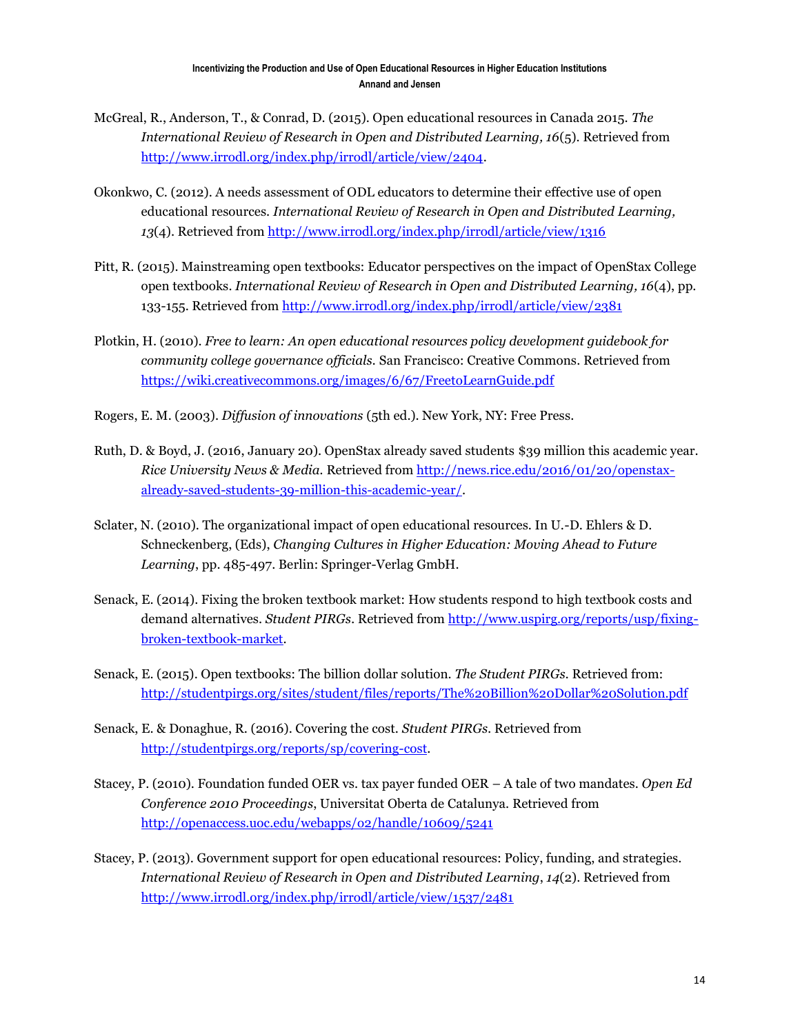McGreal, R., Anderson, T., & Conrad, D. (2015). Open educational resources in Canada 2015. *The International Review of Research in Open and Distributed Learning, 16*(5). Retrieved from http://www.irrodl.org/index.php/irrodl/article/view/2404.

Okonkwo, C. (2012). A needs assessment of ODL educators to determine their effective use of open educational resources. *International Review of Research in Open and Distributed Learning, 13*(4). Retrieved from http://www.irrodl.org/index.php/irrodl/article/view/1316

Pitt, R. (2015). Mainstreaming open textbooks: Educator perspectives on the impact of OpenStax College open textbooks. *International Review of Research in Open and Distributed Learning, 16*(4), pp. 133-155. Retrieved from http://www.irrodl.org/index.php/irrodl/article/view/2381

Plotkin, H. (2010). *Free to learn: An open educational resources policy development guidebook for community college governance officials.* San Francisco: Creative Commons. Retrieved from https://wiki.creativecommons.org/images/6/67/FreetoLearnGuide.pdf

Rogers, E. M. (2003). *Diffusion of innovations* (5th ed.). New York, NY: Free Press.

Ruth, D. & Boyd, J. (2016, January 20). OpenStax already saved students $39 million this academic year. *Rice University News & Media.* Retrieved from http://news.rice.edu/2016/01/20/openstax-already-saved-students-39-million-this-academic-year/.

Sclater, N. (2010). The organizational impact of open educational resources. In U.-D. Ehlers & D. Schneckenberg, (Eds), *Changing Cultures in Higher Education: Moving Ahead to Future Learning*, pp. 485-497. Berlin: Springer-Verlag GmbH.

Senack, E. (2014). Fixing the broken textbook market: How students respond to high textbook costs and demand alternatives. *Student PIRGs*. Retrieved from http://www.uspirg.org/reports/usp/fixing-broken-textbook-market.

Senack, E. (2015). Open textbooks: The billion dollar solution. *The Student PIRGs*. Retrieved from: http://studentpirgs.org/sites/student/files/reports/The%20Billion%20Dollar%20Solution.pdf

Senack, E. & Donaghue, R. (2016). Covering the cost. *Student PIRGs*. Retrieved from http://studentpirgs.org/reports/sp/covering-cost.

Stacey, P. (2010). Foundation funded OER vs. tax payer funded OER – A tale of two mandates. *Open Ed Conference 2010 Proceedings*, Universitat Oberta de Catalunya. Retrieved from http://openaccess.uoc.edu/webapps/o2/handle/10609/5241

Stacey, P. (2013). Government support for open educational resources: Policy, funding, and strategies. *International Review of Research in Open and Distributed Learning*, *14*(2). Retrieved from http://www.irrodl.org/index.php/irrodl/article/view/1537/2481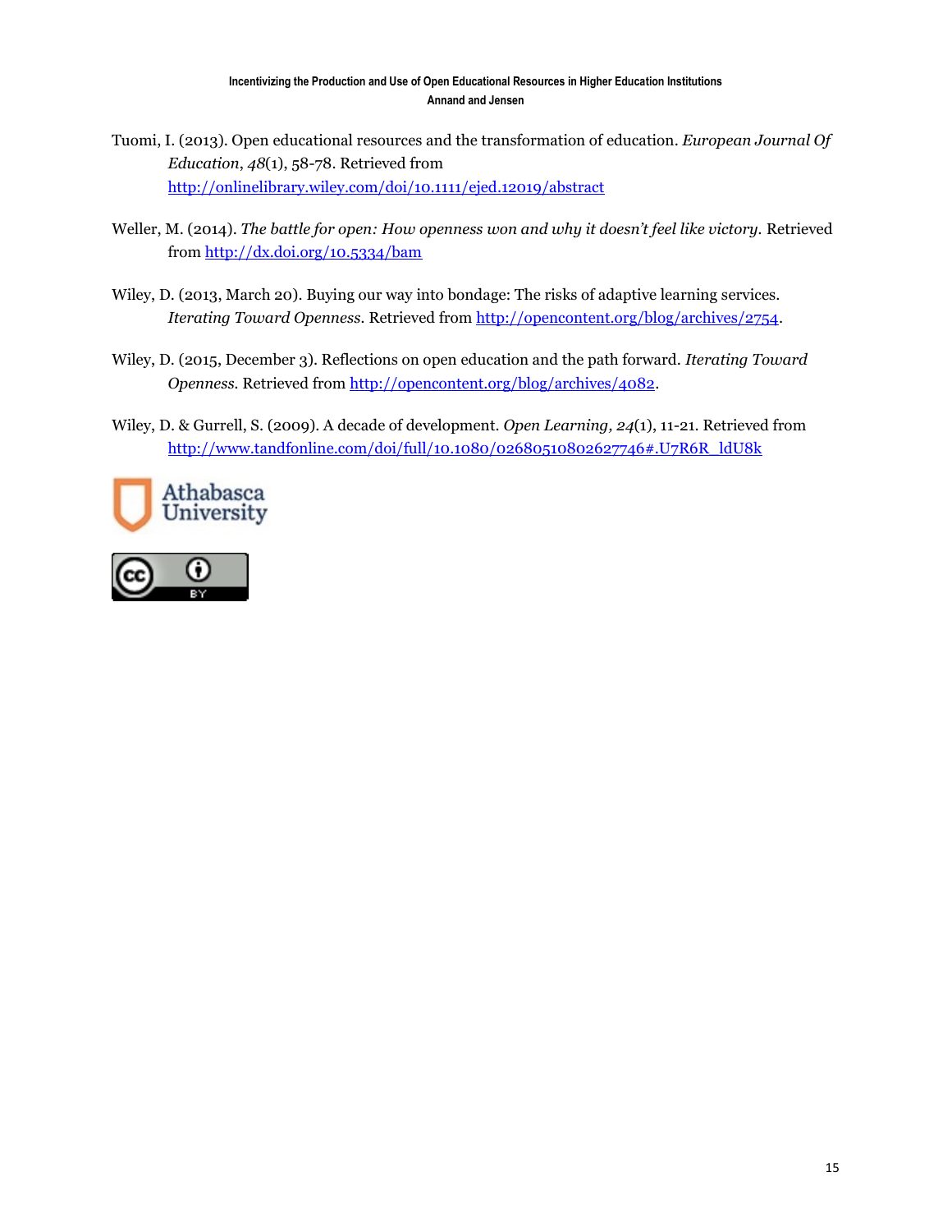Tuomi, I. (2013). Open educational resources and the transformation of education. *European Journal Of Education*, *48*(1), 58-78. Retrieved from http://onlinelibrary.wiley.com/doi/10.1111/ejed.12019/abstract

Weller, M. (2014). *The battle for open: How openness won and why it doesn't feel like victory*. Retrieved from http://dx.doi.org/10.5334/bam

Wiley, D. (2013, March 20). Buying our way into bondage: The risks of adaptive learning services. *Iterating Toward Openness*. Retrieved from http://opencontent.org/blog/archives/2754.

Wiley, D. (2015, December 3). Reflections on open education and the path forward. *Iterating Toward Openness*. Retrieved from http://opencontent.org/blog/archives/4082.

Wiley, D. & Gurrell, S. (2009). A decade of development. *Open Learning, 24*(1), 11-21. Retrieved from http://www.tandfonline.com/doi/full/10.1080/02680510802627746#.U7R6R_ldU8k

Athabasca University